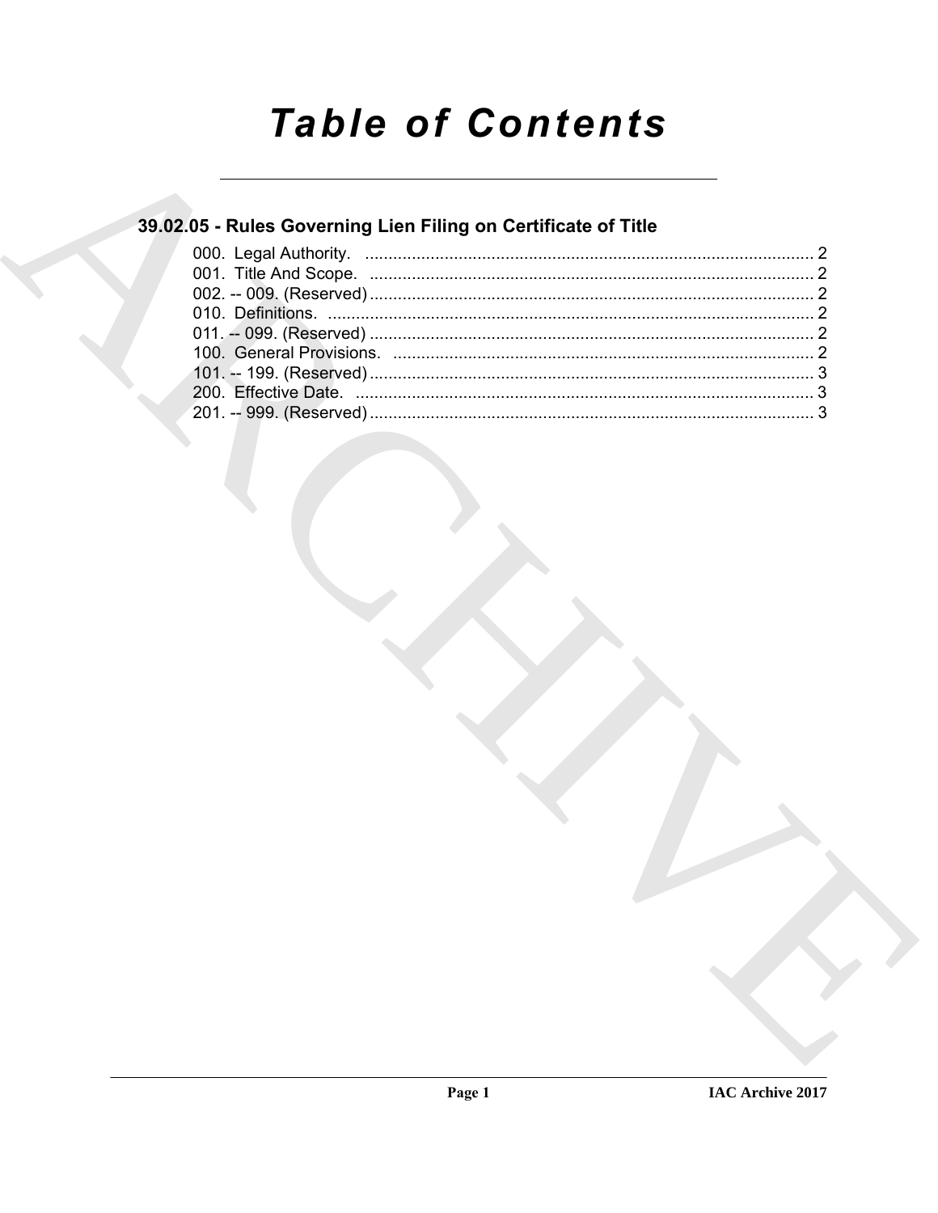# Table of Contents

## 39.02.05 - Rules Governing Lien Filing on Certificate of Title

000. Legal Authority. ........................................................................................ 2
001. Title And Scope. ........................................................................................ 2
002. -- 009. (Reserved) ........................................................................................ 2
010. Definitions. ........................................................................................ 2
011. -- 099. (Reserved) ........................................................................................ 2
100. General Provisions. ........................................................................................ 2
101. -- 199. (Reserved) ........................................................................................ 3
200. Effective Date. ........................................................................................ 3
201. -- 999. (Reserved) ........................................................................................ 3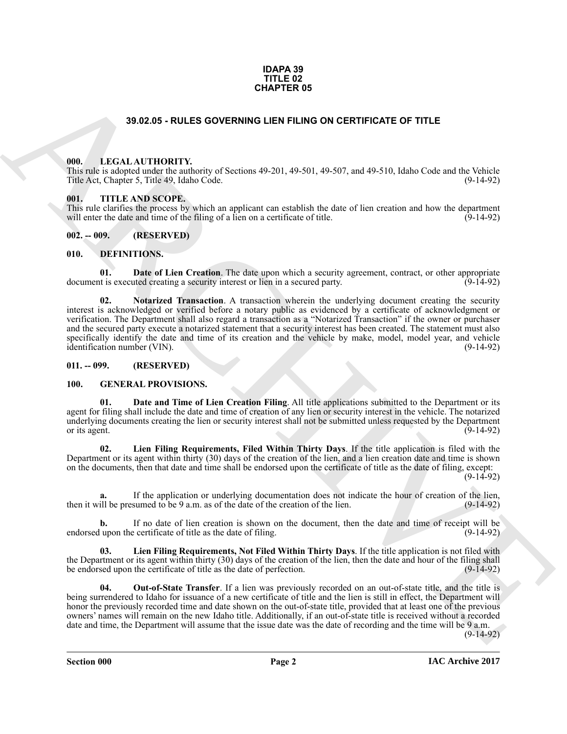**IDAPA 39**
**TITLE 02**
**CHAPTER 05**

# 39.02.05 - RULES GOVERNING LIEN FILING ON CERTIFICATE OF TITLE

## 000. LEGAL AUTHORITY.

This rule is adopted under the authority of Sections 49-201, 49-501, 49-507, and 49-510, Idaho Code and the Vehicle Title Act, Chapter 5, Title 49, Idaho Code. (9-14-92)

## 001. TITLE AND SCOPE.

This rule clarifies the process by which an applicant can establish the date of lien creation and how the department will enter the date and time of the filing of a lien on a certificate of title. (9-14-92)

## 002. -- 009. (RESERVED)

## 010. DEFINITIONS.

**01. Date of Lien Creation**. The date upon which a security agreement, contract, or other appropriate document is executed creating a security interest or lien in a secured party. (9-14-92)

**02. Notarized Transaction**. A transaction wherein the underlying document creating the security interest is acknowledged or verified before a notary public as evidenced by a certificate of acknowledgment or verification. The Department shall also regard a transaction as a "Notarized Transaction" if the owner or purchaser and the secured party execute a notarized statement that a security interest has been created. The statement must also specifically identify the date and time of its creation and the vehicle by make, model, model year, and vehicle identification number (VIN). (9-14-92)

## 011. -- 099. (RESERVED)

## 100. GENERAL PROVISIONS.

**01. Date and Time of Lien Creation Filing**. All title applications submitted to the Department or its agent for filing shall include the date and time of creation of any lien or security interest in the vehicle. The notarized underlying documents creating the lien or security interest shall not be submitted unless requested by the Department or its agent. (9-14-92)

**02. Lien Filing Requirements, Filed Within Thirty Days**. If the title application is filed with the Department or its agent within thirty (30) days of the creation of the lien, and a lien creation date and time is shown on the documents, then that date and time shall be endorsed upon the certificate of title as the date of filing, except: (9-14-92)

**a.** If the application or underlying documentation does not indicate the hour of creation of the lien, then it will be presumed to be 9 a.m. as of the date of the creation of the lien. (9-14-92)

**b.** If no date of lien creation is shown on the document, then the date and time of receipt will be endorsed upon the certificate of title as the date of filing. (9-14-92)

**03. Lien Filing Requirements, Not Filed Within Thirty Days**. If the title application is not filed with the Department or its agent within thirty (30) days of the creation of the lien, then the date and hour of the filing shall be endorsed upon the certificate of title as the date of perfection. (9-14-92)

**04. Out-of-State Transfer**. If a lien was previously recorded on an out-of-state title, and the title is being surrendered to Idaho for issuance of a new certificate of title and the lien is still in effect, the Department will honor the previously recorded time and date shown on the out-of-state title, provided that at least one of the previous owners' names will remain on the new Idaho title. Additionally, if an out-of-state title is received without a recorded date and time, the Department will assume that the issue date was the date of recording and the time will be 9 a.m. (9-14-92)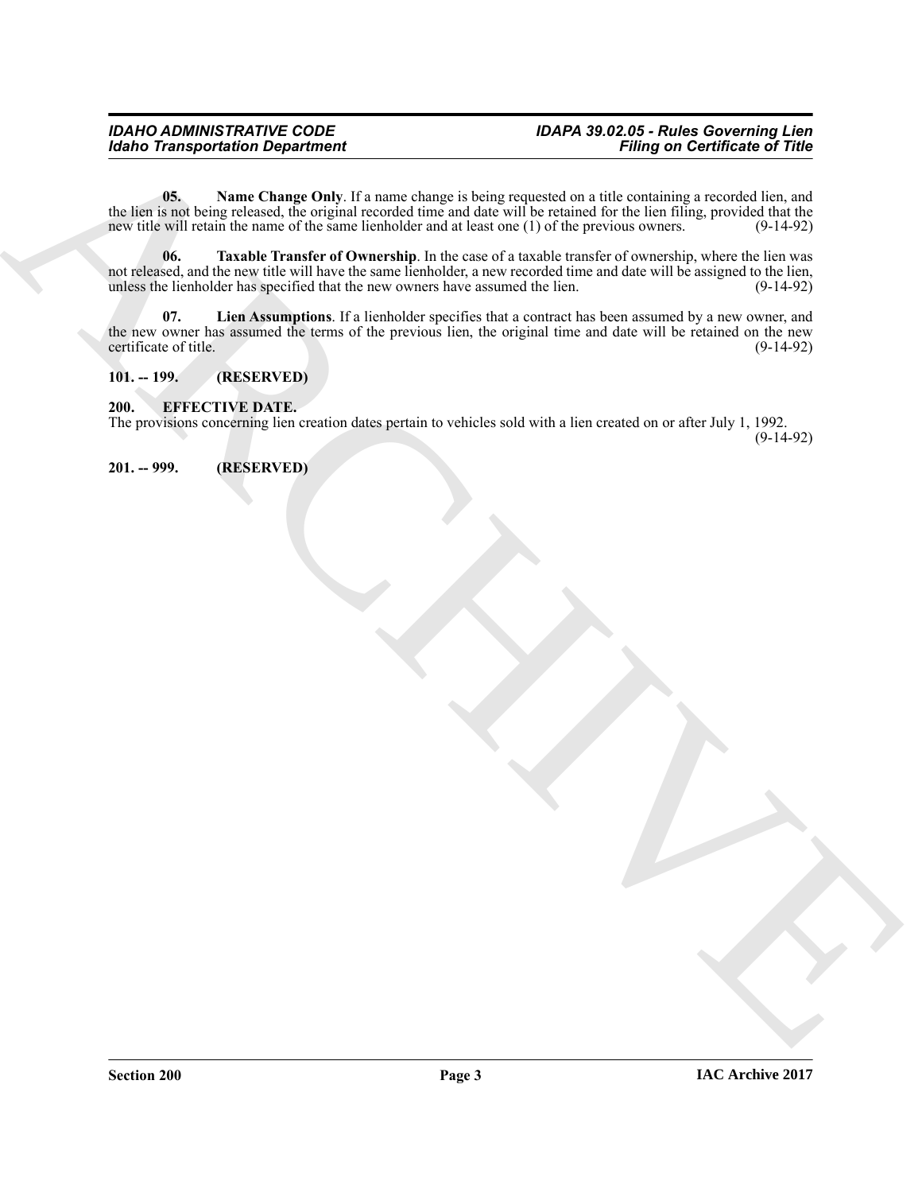**05. Name Change Only**. If a name change is being requested on a title containing a recorded lien, and the lien is not being released, the original recorded time and date will be retained for the lien filing, provided that the new title will retain the name of the same lienholder and at least one (1) of the previous owners. (9-14-92)

**06. Taxable Transfer of Ownership**. In the case of a taxable transfer of ownership, where the lien was not released, and the new title will have the same lienholder, a new recorded time and date will be assigned to the lien, unless the lienholder has specified that the new owners have assumed the lien. (9-14-92)

**07. Lien Assumptions**. If a lienholder specifies that a contract has been assumed by a new owner, and the new owner has assumed the terms of the previous lien, the original time and date will be retained on the new certificate of title. (9-14-92)

## 101. -- 199. (RESERVED)

## 200. EFFECTIVE DATE.

The provisions concerning lien creation dates pertain to vehicles sold with a lien created on or after July 1, 1992. (9-14-92)

## 201. -- 999. (RESERVED)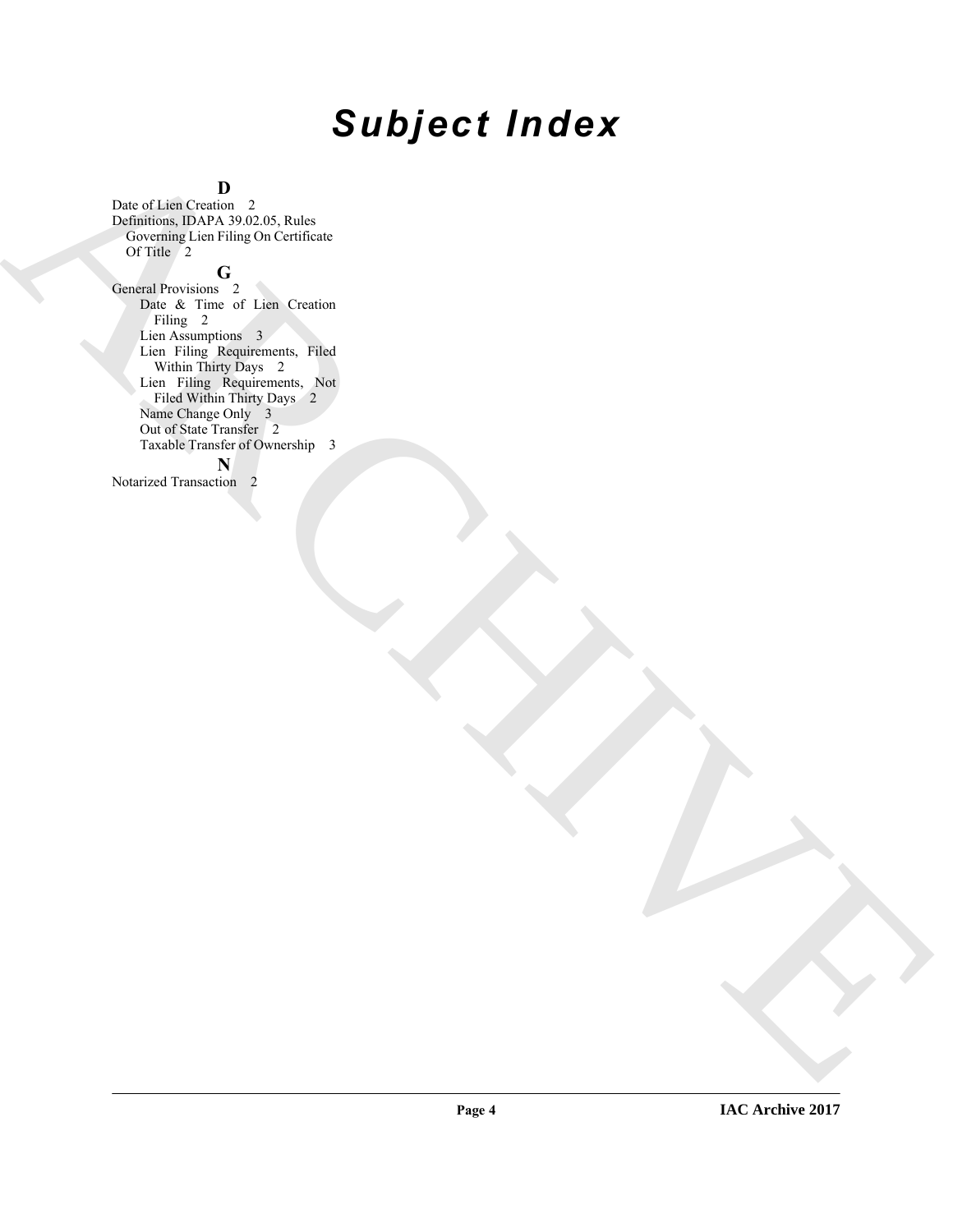# *Subject Index*

**D**

Date of Lien Creation 2

Definitions, IDAPA 39.02.05, Rules Governing Lien Filing On Certificate Of Title 2

**G**

General Provisions 2

- Date & Time of Lien Creation Filing 2
- Lien Assumptions 3
- Lien Filing Requirements, Filed Within Thirty Days 2
- Lien Filing Requirements, Not Filed Within Thirty Days 2
- Name Change Only 3
- Out of State Transfer 2
- Taxable Transfer of Ownership 3

**N**

Notarized Transaction 2